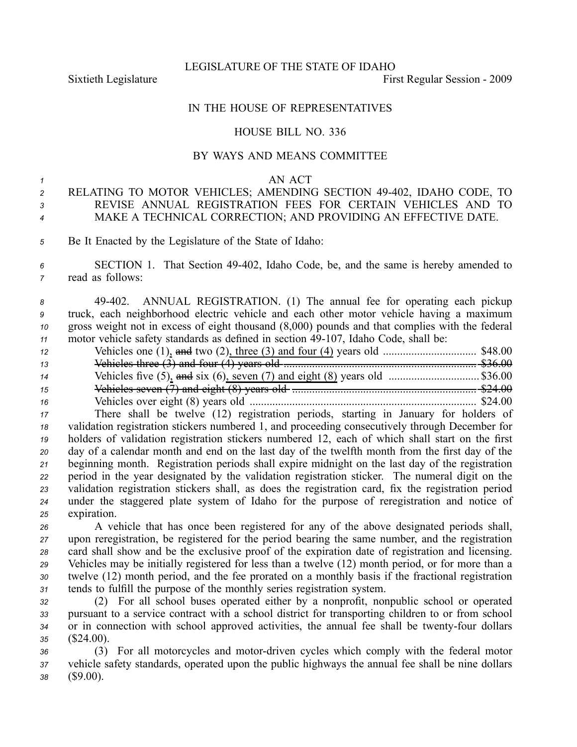LEGISLATURE OF THE STATE OF IDAHO

Sixtieth Legislature First Regular Session - 2009

IN THE HOUSE OF REPRESENTATIVES

HOUSE BILL NO. 336

BY WAYS AND MEANS COMMITTEE

AN ACT

RELATING TO MOTOR VEHICLES; AMENDING SECTION 49-402, IDAHO CODE, TO REVISE ANNUAL REGISTRATION FEES FOR CERTAIN VEHICLES AND TO MAKE A TECHNICAL CORRECTION; AND PROVIDING AN EFFECTIVE DATE.

Be It Enacted by the Legislature of the State of Idaho:

SECTION 1. That Section 49-402, Idaho Code, be, and the same is hereby amended to read as follows:

49-402. ANNUAL REGISTRATION. (1) The annual fee for operating each pickup truck, each neighborhood electric vehicle and each other motor vehicle having a maximum gross weight not in excess of eight thousand (8,000) pounds and that complies with the federal motor vehicle safety standards as defined in section 49-107, Idaho Code, shall be:

Vehicles one (1), ~~and~~ two (2), three (3) and four (4) years old ................................ $48.00
~~Vehicles three (3) and four (4) years old .................................................................. $36.00~~
Vehicles five (5), ~~and~~ six (6), seven (7) and eight (8) years old ............................... $36.00
~~Vehicles seven (7) and eight (8) years old ................................................................ $24.00~~
Vehicles over eight (8) years old ................................................................................ $24.00

There shall be twelve (12) registration periods, starting in January for holders of validation registration stickers numbered 1, and proceeding consecutively through December for holders of validation registration stickers numbered 12, each of which shall start on the first day of a calendar month and end on the last day of the twelfth month from the first day of the beginning month. Registration periods shall expire midnight on the last day of the registration period in the year designated by the validation registration sticker. The numeral digit on the validation registration stickers shall, as does the registration card, fix the registration period under the staggered plate system of Idaho for the purpose of reregistration and notice of expiration.

A vehicle that has once been registered for any of the above designated periods shall, upon reregistration, be registered for the period bearing the same number, and the registration card shall show and be the exclusive proof of the expiration date of registration and licensing. Vehicles may be initially registered for less than a twelve (12) month period, or for more than a twelve (12) month period, and the fee prorated on a monthly basis if the fractional registration tends to fulfill the purpose of the monthly series registration system.

(2) For all school buses operated either by a nonprofit, nonpublic school or operated pursuant to a service contract with a school district for transporting children to or from school or in connection with school approved activities, the annual fee shall be twenty-four dollars ($24.00).

(3) For all motorcycles and motor-driven cycles which comply with the federal motor vehicle safety standards, operated upon the public highways the annual fee shall be nine dollars ($9.00).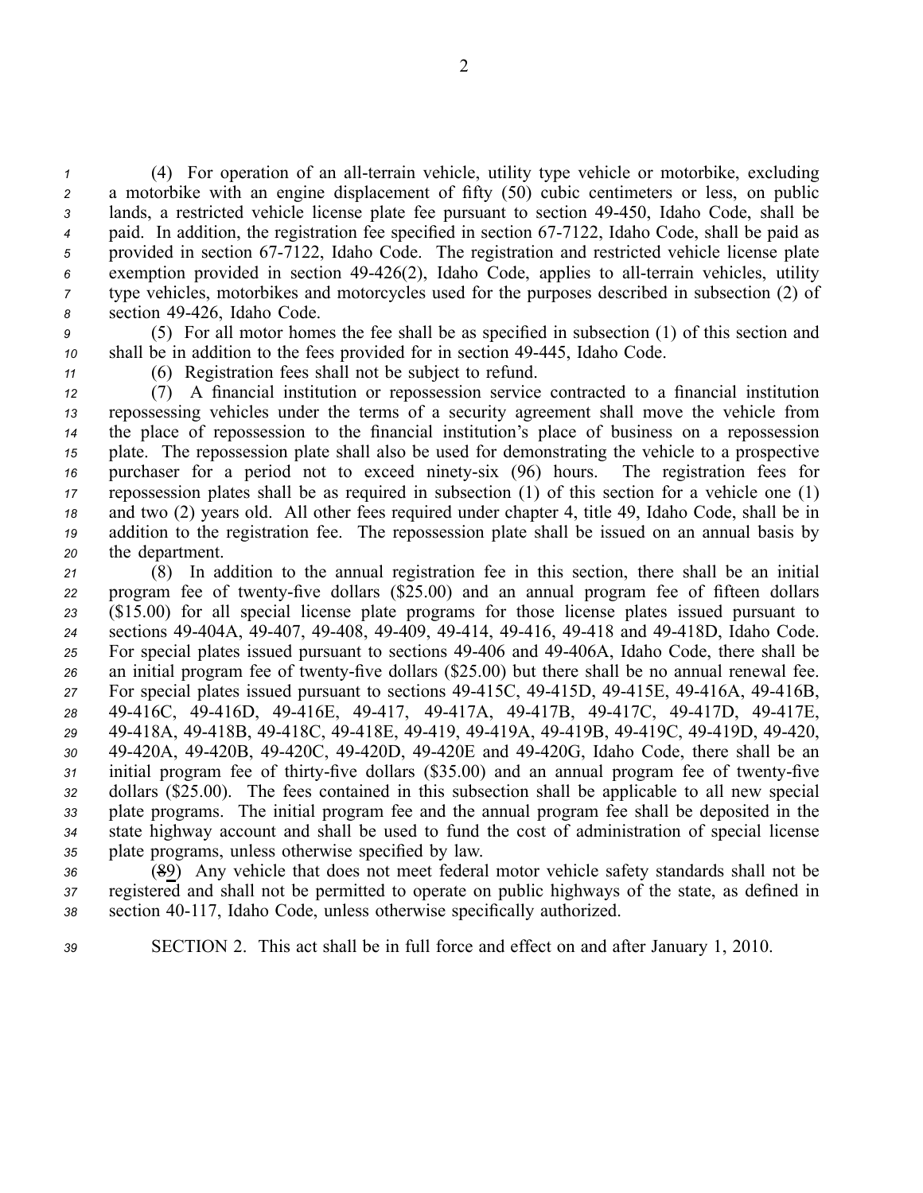(4) For operation of an all-terrain vehicle, utility type vehicle or motorbike, excluding a motorbike with an engine displacement of fifty (50) cubic centimeters or less, on public lands, a restricted vehicle license plate fee pursuant to section 49-450, Idaho Code, shall be paid. In addition, the registration fee specified in section 67-7122, Idaho Code, shall be paid as provided in section 67-7122, Idaho Code. The registration and restricted vehicle license plate exemption provided in section 49-426(2), Idaho Code, applies to all-terrain vehicles, utility type vehicles, motorbikes and motorcycles used for the purposes described in subsection (2) of section 49-426, Idaho Code.

(5) For all motor homes the fee shall be as specified in subsection (1) of this section and shall be in addition to the fees provided for in section 49-445, Idaho Code.

(6) Registration fees shall not be subject to refund.

(7) A financial institution or repossession service contracted to a financial institution repossessing vehicles under the terms of a security agreement shall move the vehicle from the place of repossession to the financial institution's place of business on a repossession plate. The repossession plate shall also be used for demonstrating the vehicle to a prospective purchaser for a period not to exceed ninety-six (96) hours. The registration fees for repossession plates shall be as required in subsection (1) of this section for a vehicle one (1) and two (2) years old. All other fees required under chapter 4, title 49, Idaho Code, shall be in addition to the registration fee. The repossession plate shall be issued on an annual basis by the department.

(8) In addition to the annual registration fee in this section, there shall be an initial program fee of twenty-five dollars ($25.00) and an annual program fee of fifteen dollars ($15.00) for all special license plate programs for those license plates issued pursuant to sections 49-404A, 49-407, 49-408, 49-409, 49-414, 49-416, 49-418 and 49-418D, Idaho Code. For special plates issued pursuant to sections 49-406 and 49-406A, Idaho Code, there shall be an initial program fee of twenty-five dollars ($25.00) but there shall be no annual renewal fee. For special plates issued pursuant to sections 49-415C, 49-415D, 49-415E, 49-416A, 49-416B, 49-416C, 49-416D, 49-416E, 49-417, 49-417A, 49-417B, 49-417C, 49-417D, 49-417E, 49-418A, 49-418B, 49-418C, 49-418E, 49-419, 49-419A, 49-419B, 49-419C, 49-419D, 49-420, 49-420A, 49-420B, 49-420C, 49-420D, 49-420E and 49-420G, Idaho Code, there shall be an initial program fee of thirty-five dollars ($35.00) and an annual program fee of twenty-five dollars ($25.00). The fees contained in this subsection shall be applicable to all new special plate programs. The initial program fee and the annual program fee shall be deposited in the state highway account and shall be used to fund the cost of administration of special license plate programs, unless otherwise specified by law.

(~~8~~9) Any vehicle that does not meet federal motor vehicle safety standards shall not be registered and shall not be permitted to operate on public highways of the state, as defined in section 40-117, Idaho Code, unless otherwise specifically authorized.

SECTION 2. This act shall be in full force and effect on and after January 1, 2010.